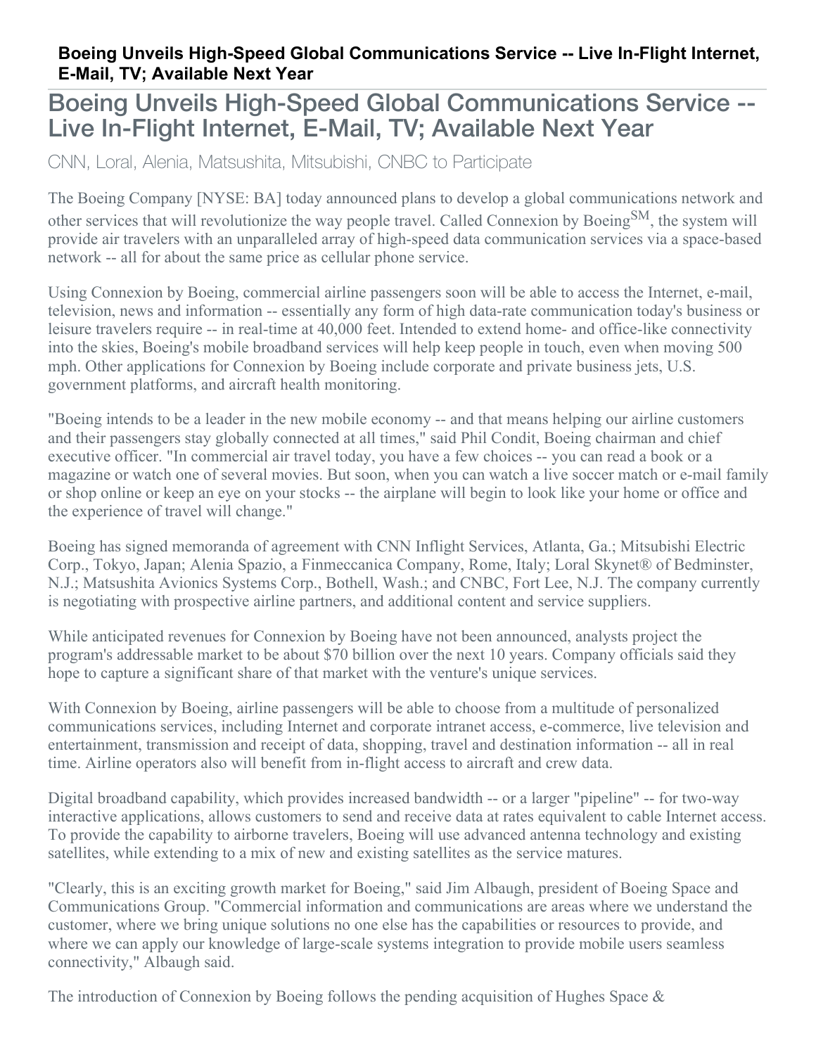# Boeing Unveils High-Speed Global Communications Service -- Live In-Flight Internet, E-Mail, TV; Available Next Year

## CNN, Loral, Alenia, Matsushita, Mitsubishi, CNBC to Participate

The Boeing Company [NYSE: BA] today announced plans to develop a global communications network and other services that will revolutionize the way people travel. Called Connexion by Boeing[SM], the system will provide air travelers with an unparalleled array of high-speed data communication services via a space-based network -- all for about the same price as cellular phone service.

Using Connexion by Boeing, commercial airline passengers soon will be able to access the Internet, e-mail, television, news and information -- essentially any form of high data-rate communication today's business or leisure travelers require -- in real-time at 40,000 feet. Intended to extend home- and office-like connectivity into the skies, Boeing's mobile broadband services will help keep people in touch, even when moving 500 mph. Other applications for Connexion by Boeing include corporate and private business jets, U.S. government platforms, and aircraft health monitoring.

"Boeing intends to be a leader in the new mobile economy -- and that means helping our airline customers and their passengers stay globally connected at all times," said Phil Condit, Boeing chairman and chief executive officer. "In commercial air travel today, you have a few choices -- you can read a book or a magazine or watch one of several movies. But soon, when you can watch a live soccer match or e-mail family or shop online or keep an eye on your stocks -- the airplane will begin to look like your home or office and the experience of travel will change."

Boeing has signed memoranda of agreement with CNN Inflight Services, Atlanta, Ga.; Mitsubishi Electric Corp., Tokyo, Japan; Alenia Spazio, a Finmeccanica Company, Rome, Italy; Loral Skynet® of Bedminster, N.J.; Matsushita Avionics Systems Corp., Bothell, Wash.; and CNBC, Fort Lee, N.J. The company currently is negotiating with prospective airline partners, and additional content and service suppliers.

While anticipated revenues for Connexion by Boeing have not been announced, analysts project the program's addressable market to be about $70 billion over the next 10 years. Company officials said they hope to capture a significant share of that market with the venture's unique services.

With Connexion by Boeing, airline passengers will be able to choose from a multitude of personalized communications services, including Internet and corporate intranet access, e-commerce, live television and entertainment, transmission and receipt of data, shopping, travel and destination information -- all in real time. Airline operators also will benefit from in-flight access to aircraft and crew data.

Digital broadband capability, which provides increased bandwidth -- or a larger "pipeline" -- for two-way interactive applications, allows customers to send and receive data at rates equivalent to cable Internet access. To provide the capability to airborne travelers, Boeing will use advanced antenna technology and existing satellites, while extending to a mix of new and existing satellites as the service matures.

"Clearly, this is an exciting growth market for Boeing," said Jim Albaugh, president of Boeing Space and Communications Group. "Commercial information and communications are areas where we understand the customer, where we bring unique solutions no one else has the capabilities or resources to provide, and where we can apply our knowledge of large-scale systems integration to provide mobile users seamless connectivity," Albaugh said.

The introduction of Connexion by Boeing follows the pending acquisition of Hughes Space &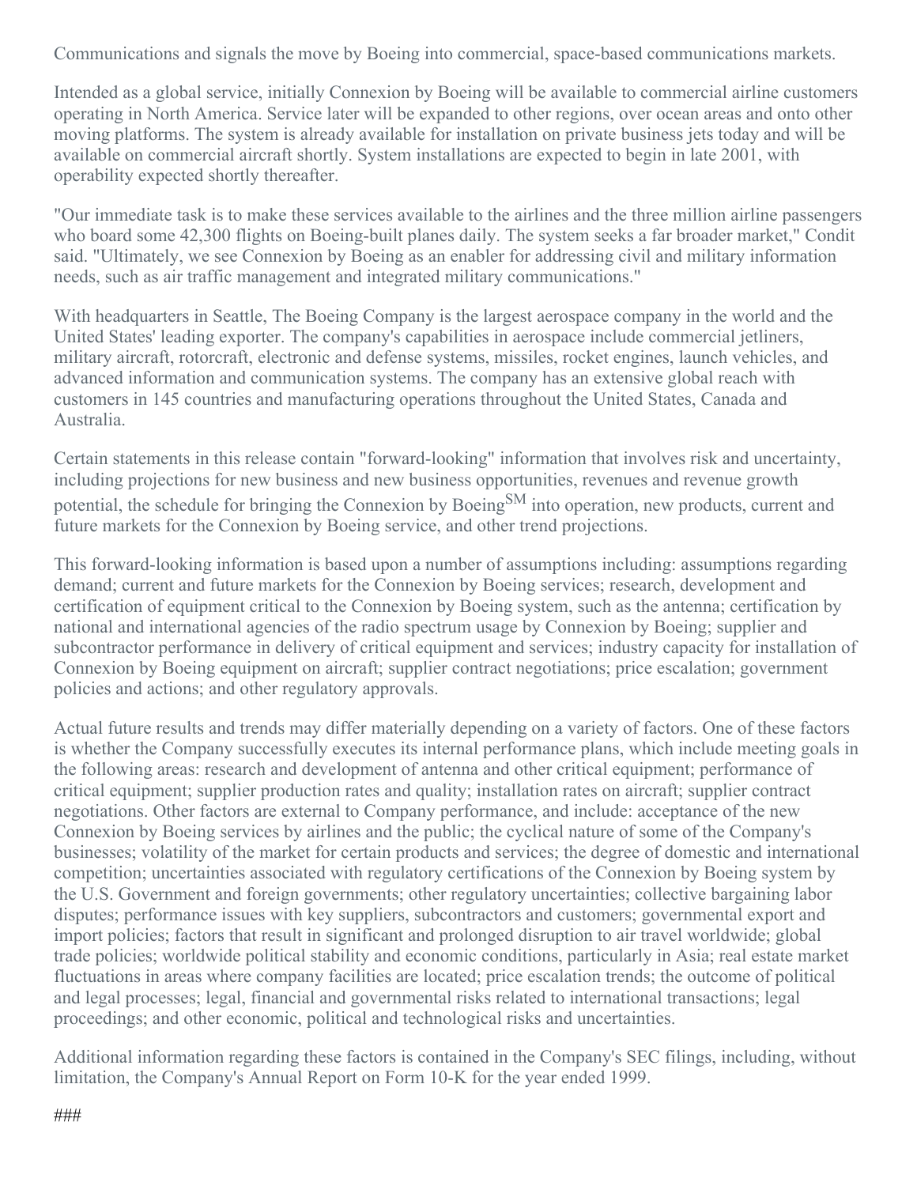Communications and signals the move by Boeing into commercial, space-based communications markets.

Intended as a global service, initially Connexion by Boeing will be available to commercial airline customers operating in North America. Service later will be expanded to other regions, over ocean areas and onto other moving platforms. The system is already available for installation on private business jets today and will be available on commercial aircraft shortly. System installations are expected to begin in late 2001, with operability expected shortly thereafter.

"Our immediate task is to make these services available to the airlines and the three million airline passengers who board some 42,300 flights on Boeing-built planes daily. The system seeks a far broader market," Condit said. "Ultimately, we see Connexion by Boeing as an enabler for addressing civil and military information needs, such as air traffic management and integrated military communications."

With headquarters in Seattle, The Boeing Company is the largest aerospace company in the world and the United States' leading exporter. The company's capabilities in aerospace include commercial jetliners, military aircraft, rotorcraft, electronic and defense systems, missiles, rocket engines, launch vehicles, and advanced information and communication systems. The company has an extensive global reach with customers in 145 countries and manufacturing operations throughout the United States, Canada and Australia.

Certain statements in this release contain "forward-looking" information that involves risk and uncertainty, including projections for new business and new business opportunities, revenues and revenue growth potential, the schedule for bringing the Connexion by Boeing℠ into operation, new products, current and future markets for the Connexion by Boeing service, and other trend projections.

This forward-looking information is based upon a number of assumptions including: assumptions regarding demand; current and future markets for the Connexion by Boeing services; research, development and certification of equipment critical to the Connexion by Boeing system, such as the antenna; certification by national and international agencies of the radio spectrum usage by Connexion by Boeing; supplier and subcontractor performance in delivery of critical equipment and services; industry capacity for installation of Connexion by Boeing equipment on aircraft; supplier contract negotiations; price escalation; government policies and actions; and other regulatory approvals.

Actual future results and trends may differ materially depending on a variety of factors. One of these factors is whether the Company successfully executes its internal performance plans, which include meeting goals in the following areas: research and development of antenna and other critical equipment; performance of critical equipment; supplier production rates and quality; installation rates on aircraft; supplier contract negotiations. Other factors are external to Company performance, and include: acceptance of the new Connexion by Boeing services by airlines and the public; the cyclical nature of some of the Company's businesses; volatility of the market for certain products and services; the degree of domestic and international competition; uncertainties associated with regulatory certifications of the Connexion by Boeing system by the U.S. Government and foreign governments; other regulatory uncertainties; collective bargaining labor disputes; performance issues with key suppliers, subcontractors and customers; governmental export and import policies; factors that result in significant and prolonged disruption to air travel worldwide; global trade policies; worldwide political stability and economic conditions, particularly in Asia; real estate market fluctuations in areas where company facilities are located; price escalation trends; the outcome of political and legal processes; legal, financial and governmental risks related to international transactions; legal proceedings; and other economic, political and technological risks and uncertainties.

Additional information regarding these factors is contained in the Company's SEC filings, including, without limitation, the Company's Annual Report on Form 10-K for the year ended 1999.

###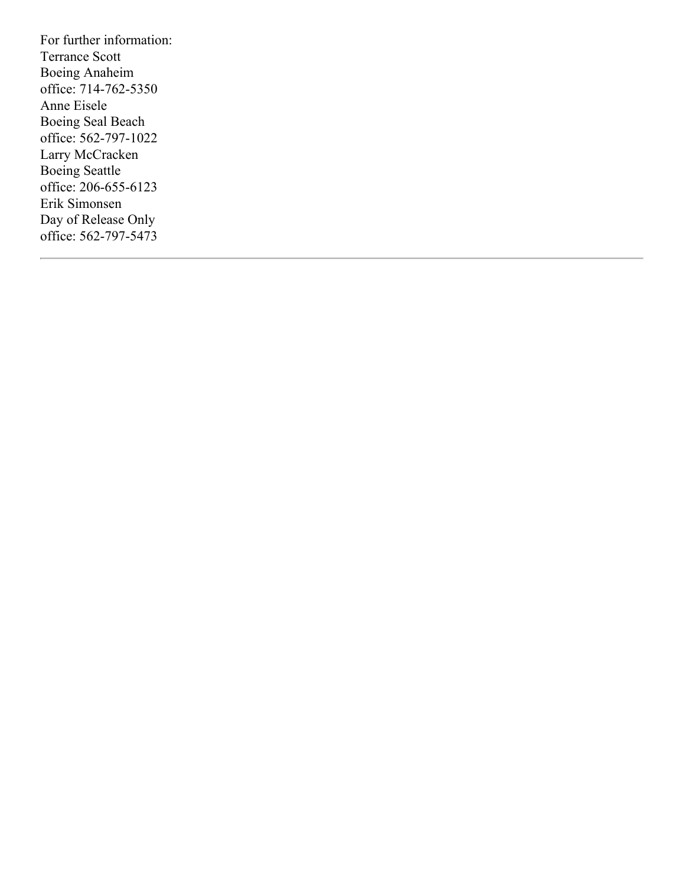For further information:
Terrance Scott
Boeing Anaheim
office: 714-762-5350
Anne Eisele
Boeing Seal Beach
office: 562-797-1022
Larry McCracken
Boeing Seattle
office: 206-655-6123
Erik Simonsen
Day of Release Only
office: 562-797-5473

---